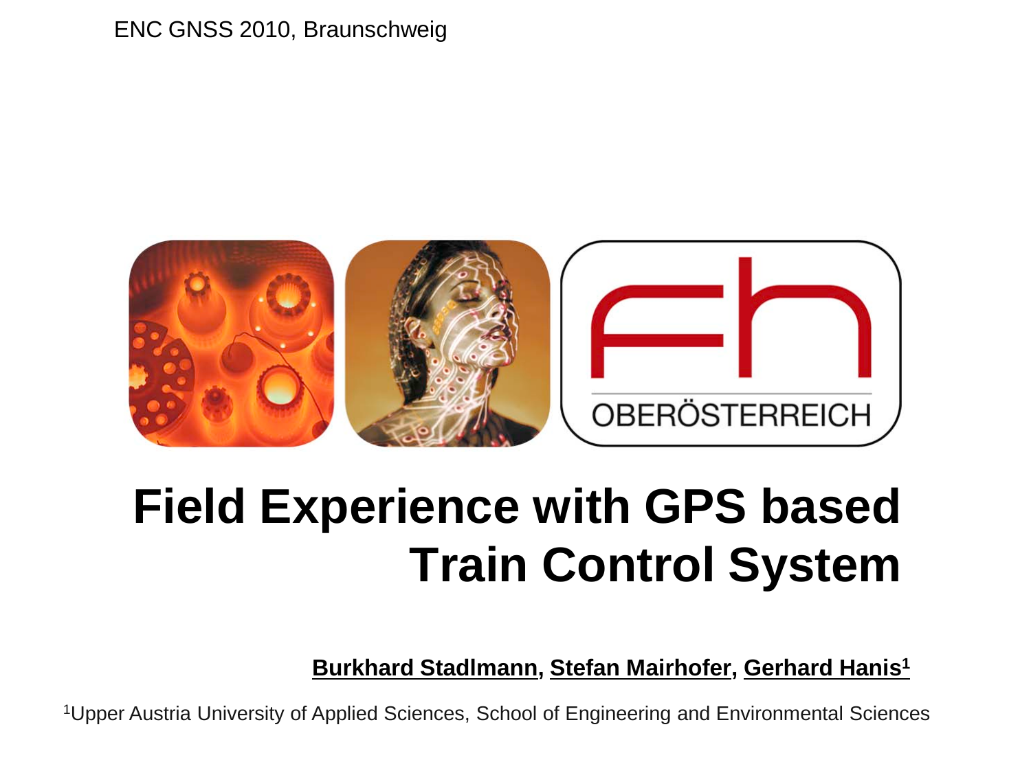ENC GNSS 2010, Braunschweig

FH OBERÖSTERREICH

# Field Experience with GPS based Train Control System

**Burkhard Stadlmann, Stefan Mairhofer, Gerhard Hanis[1]**

[1]Upper Austria University of Applied Sciences, School of Engineering and Environmental Sciences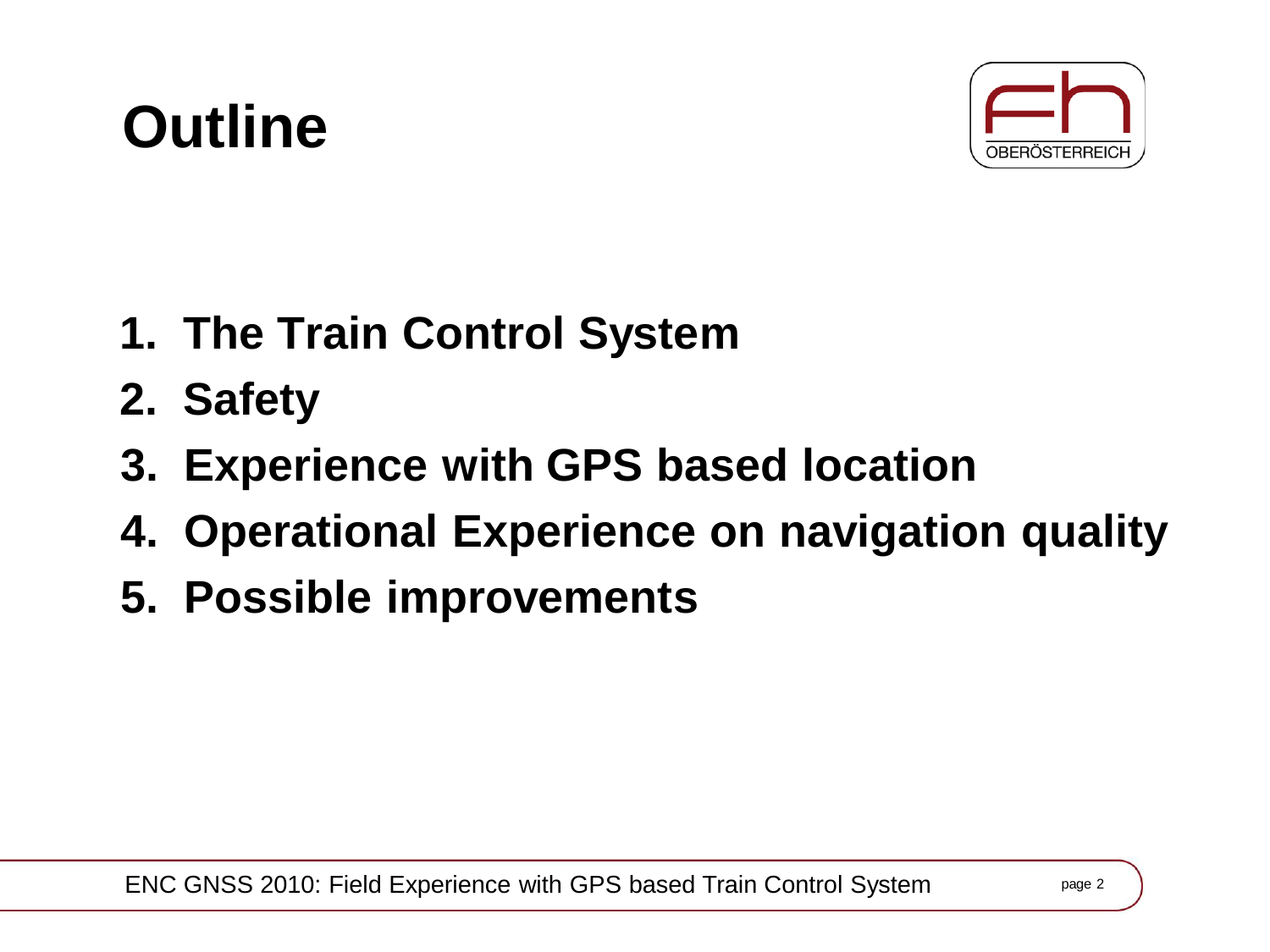# Outline

1. **The Train Control System**
2. **Safety**
3. **Experience with GPS based location**
4. **Operational Experience on navigation quality**
5. **Possible improvements**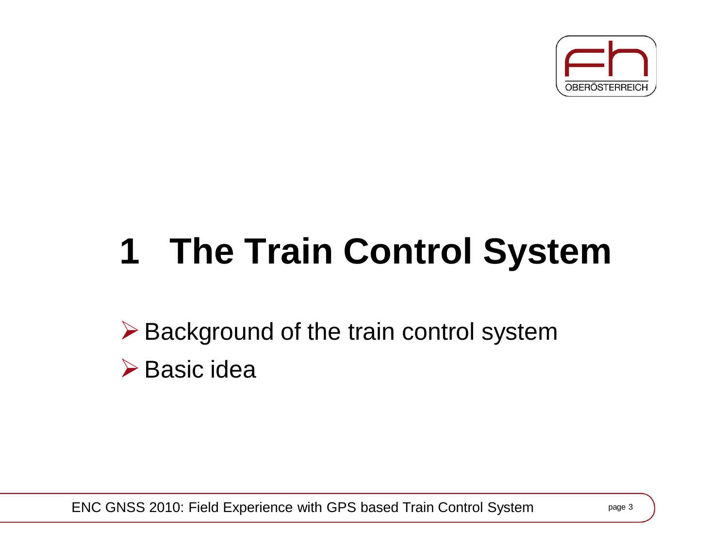# 1 The Train Control System

- Background of the train control system
- Basic idea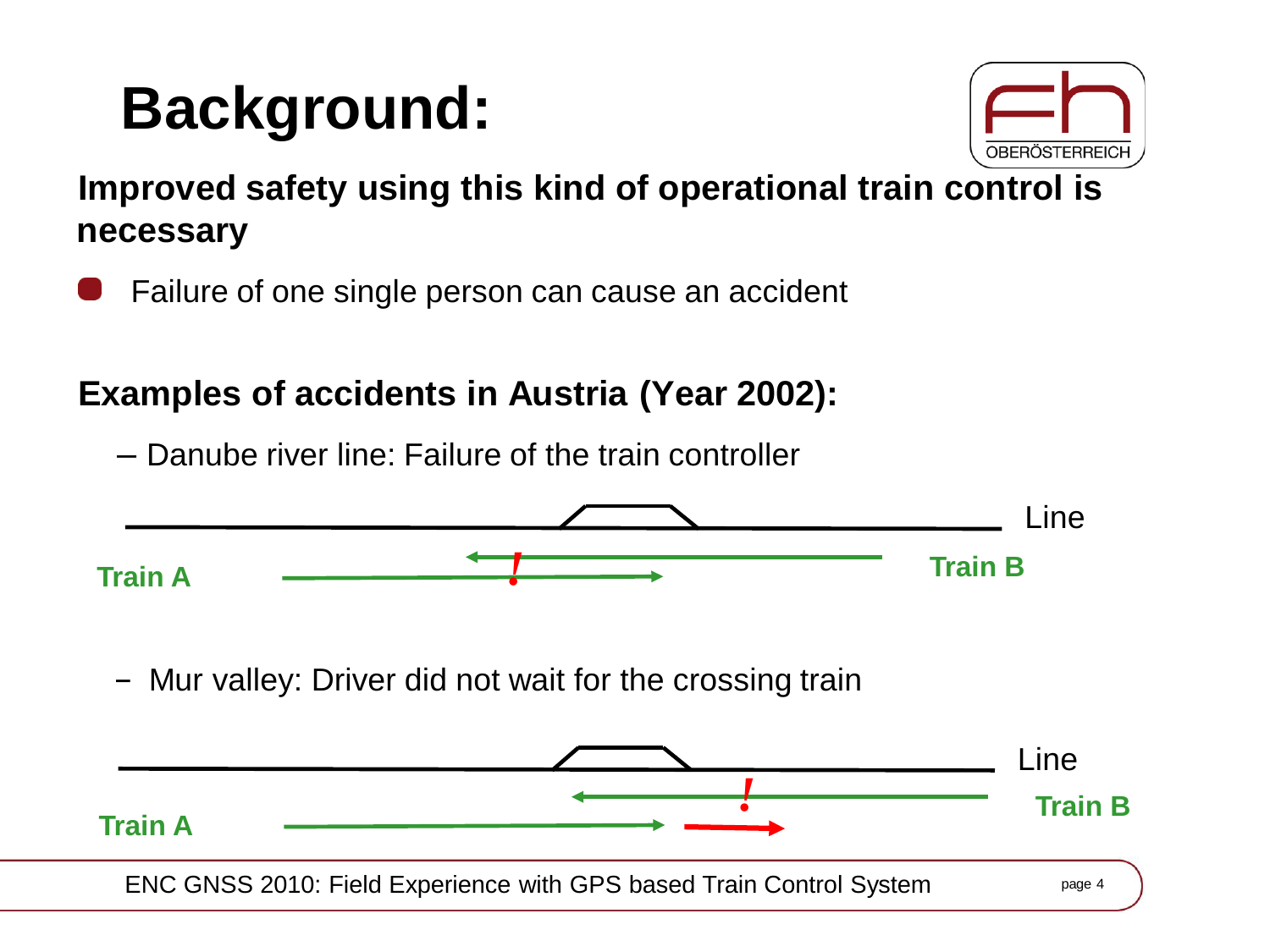# Background:

**Improved safety using this kind of operational train control is necessary**

- Failure of one single person can cause an accident

**Examples of accidents in Austria (Year 2002):**

– Danube river line: Failure of the train controller

Line

Train A

Train B

– Mur valley: Driver did not wait for the crossing train

Line

Train A

Train B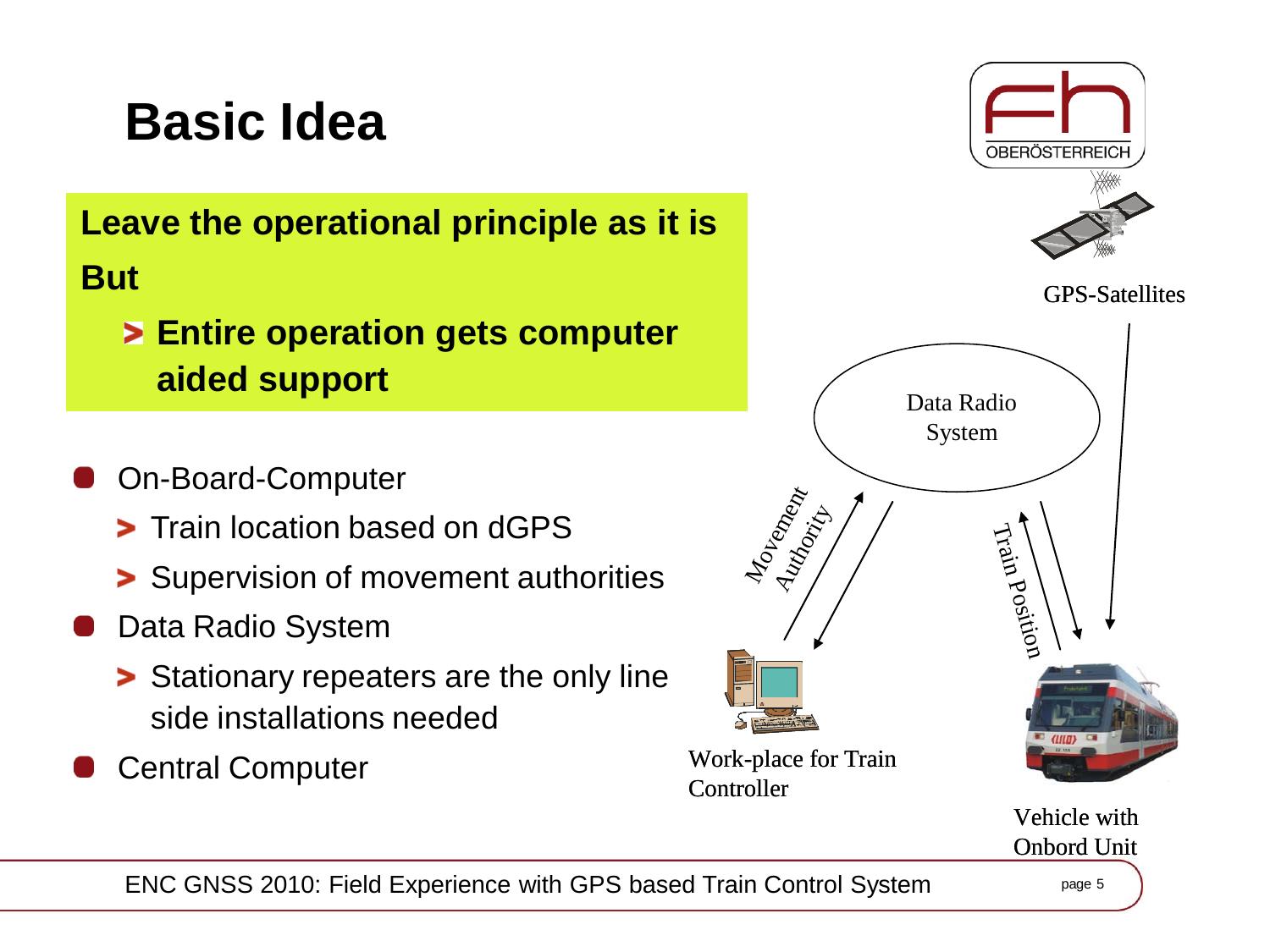# Basic Idea

**Leave the operational principle as it is**

**But**

- **Entire operation gets computer aided support**

- On-Board-Computer
  - Train location based on dGPS
  - Supervision of movement authorities
- Data Radio System
  - Stationary repeaters are the only line side installations needed
- Central Computer

GPS-Satellites

Data Radio System

Movement Authority

Train Position

Work-place for Train Controller

Vehicle with Onbord Unit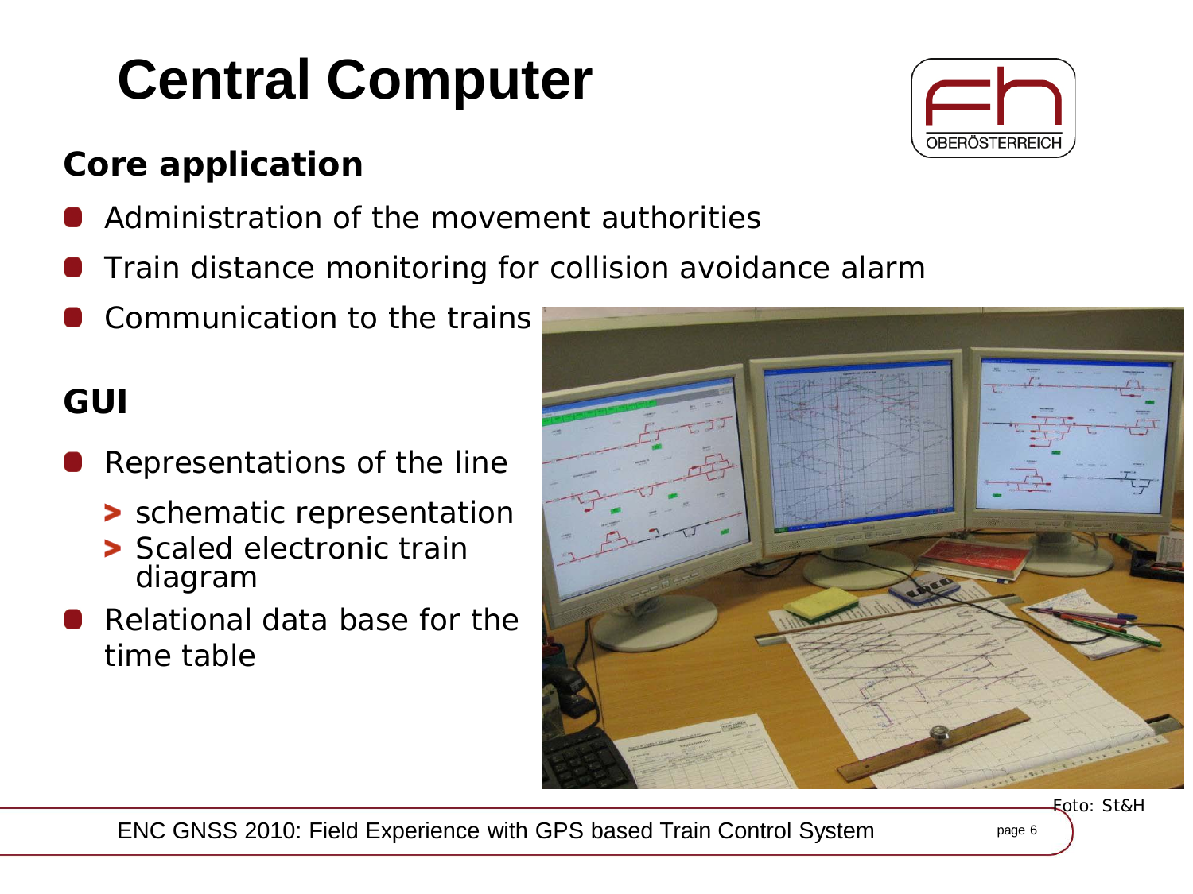# Central Computer

## Core application

- Administration of the movement authorities
- Train distance monitoring for collision avoidance alarm
- Communication to the trains

## GUI

- Representations of the line
  - schematic representation
  - Scaled electronic train diagram
- Relational data base for the time table

Foto: St&H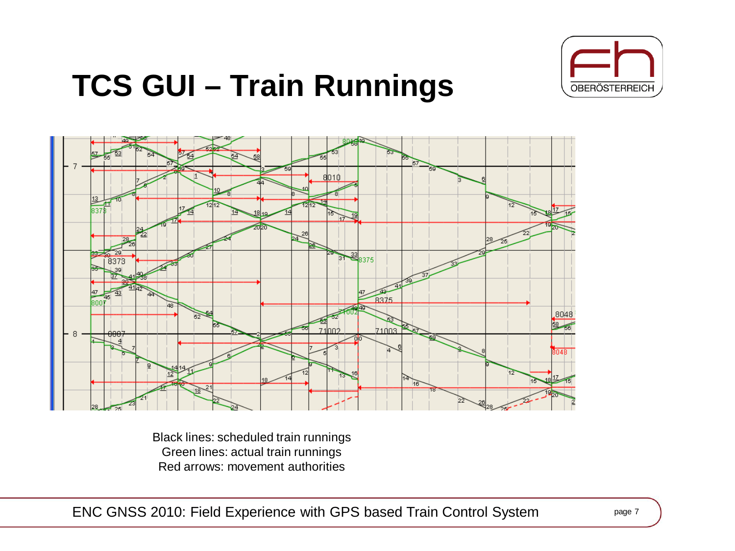# TCS GUI – Train Runnings

Black lines: scheduled train runnings
Green lines: actual train runnings
Red arrows: movement authorities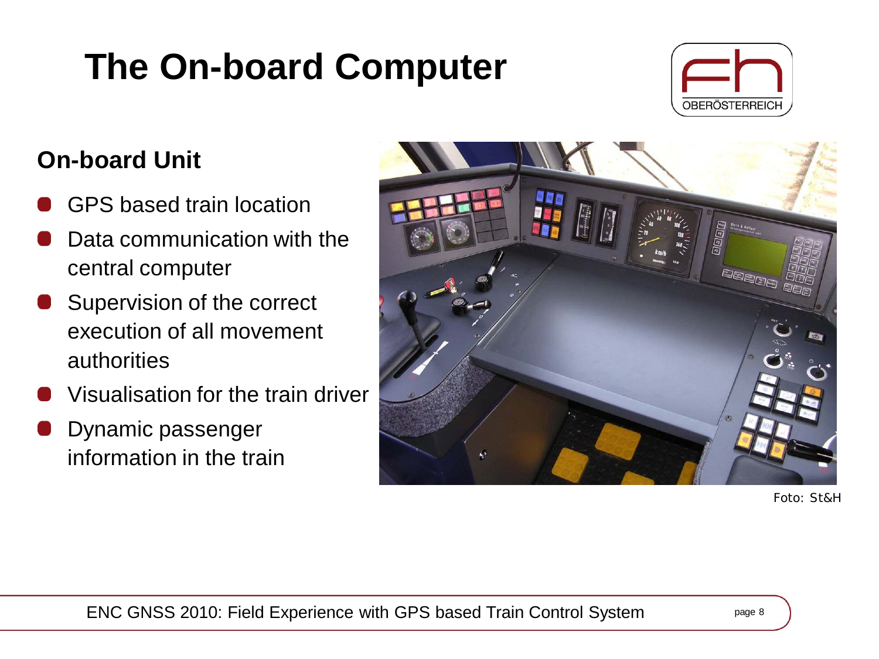# The On-board Computer

## On-board Unit

- GPS based train location
- Data communication with the central computer
- Supervision of the correct execution of all movement authorities
- Visualisation for the train driver
- Dynamic passenger information in the train

Foto: St&H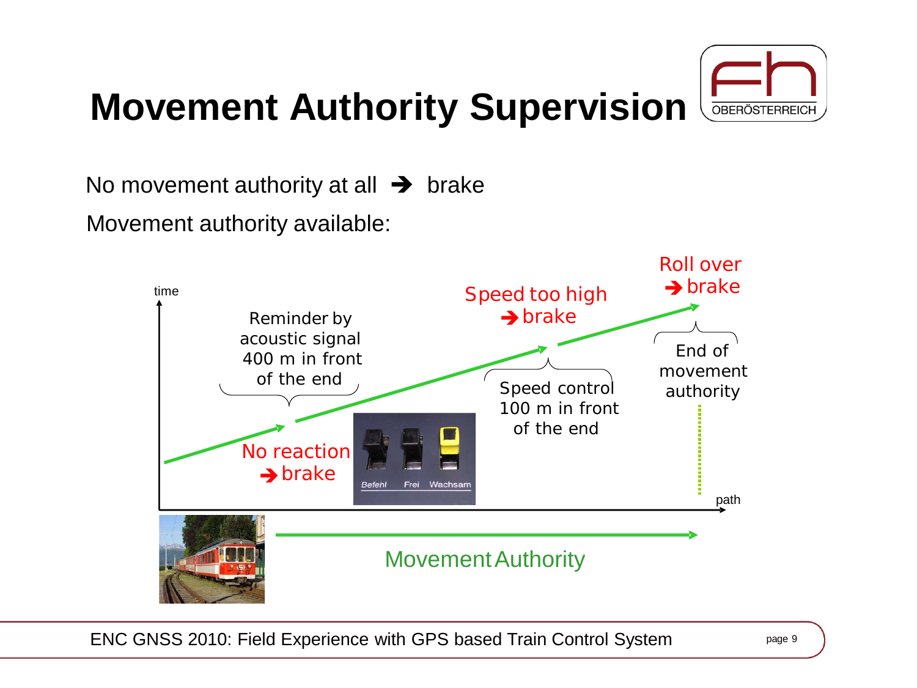# Movement Authority Supervision

No movement authority at all ➔ brake

Movement authority available:

time

Reminder by acoustic signal 400 m in front of the end

No reaction ➔ brake

Befehl Frei Wachsam

Speed too high ➔ brake

Speed control 100 m in front of the end

Roll over ➔ brake

End of movement authority

path

Movement Authority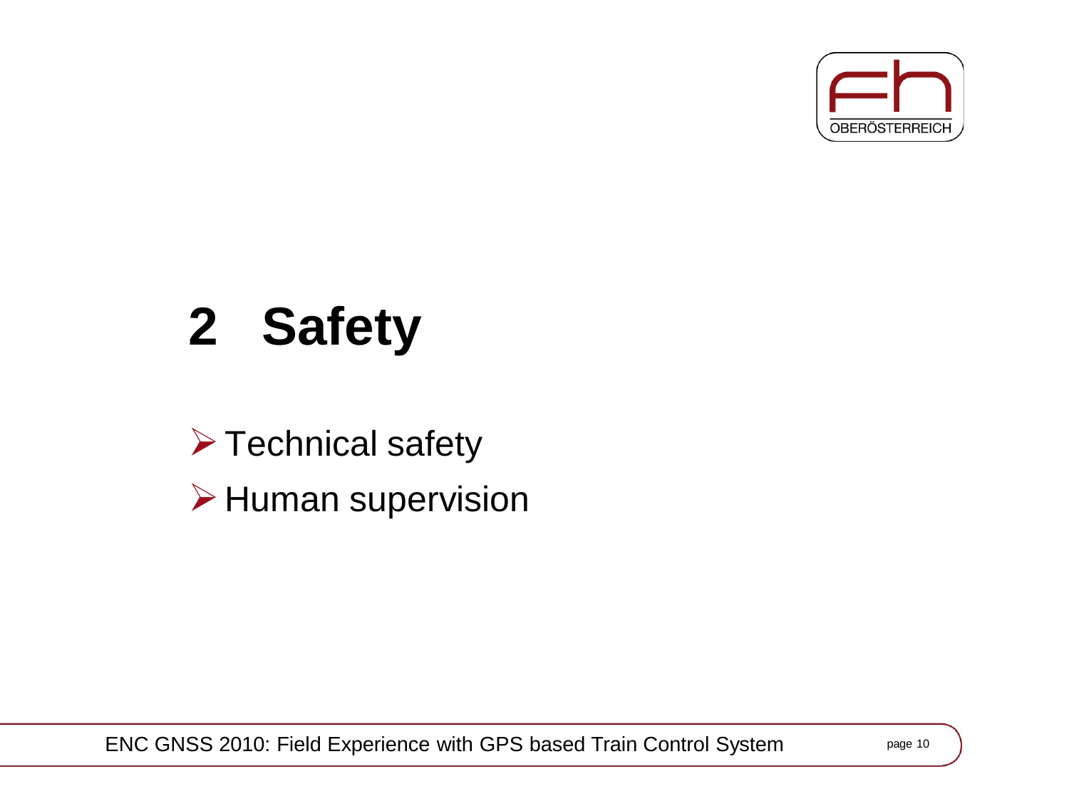# 2 Safety

- Technical safety
- Human supervision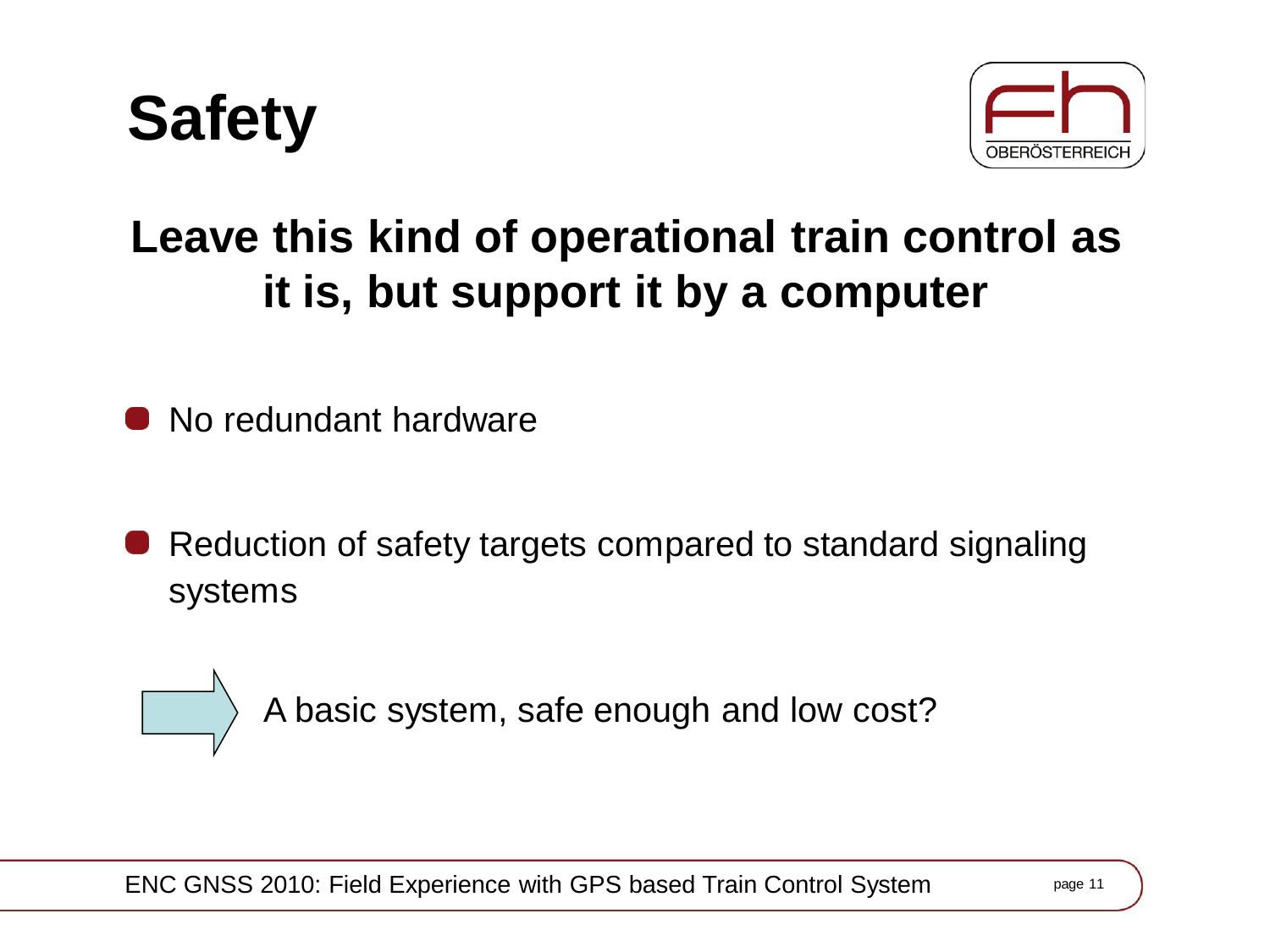# Safety

## Leave this kind of operational train control as it is, but support it by a computer

- No redundant hardware
- Reduction of safety targets compared to standard signaling systems

→ A basic system, safe enough and low cost?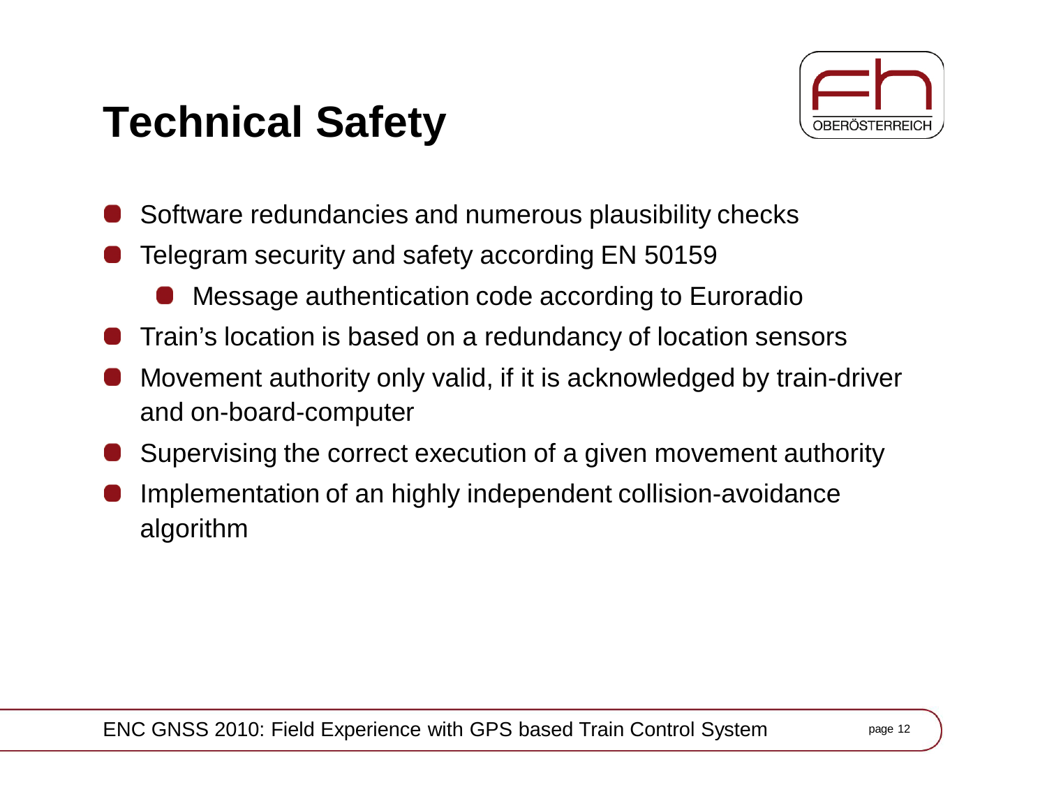# Technical Safety

- Software redundancies and numerous plausibility checks
- Telegram security and safety according EN 50159
  - Message authentication code according to Euroradio
- Train's location is based on a redundancy of location sensors
- Movement authority only valid, if it is acknowledged by train-driver and on-board-computer
- Supervising the correct execution of a given movement authority
- Implementation of an highly independent collision-avoidance algorithm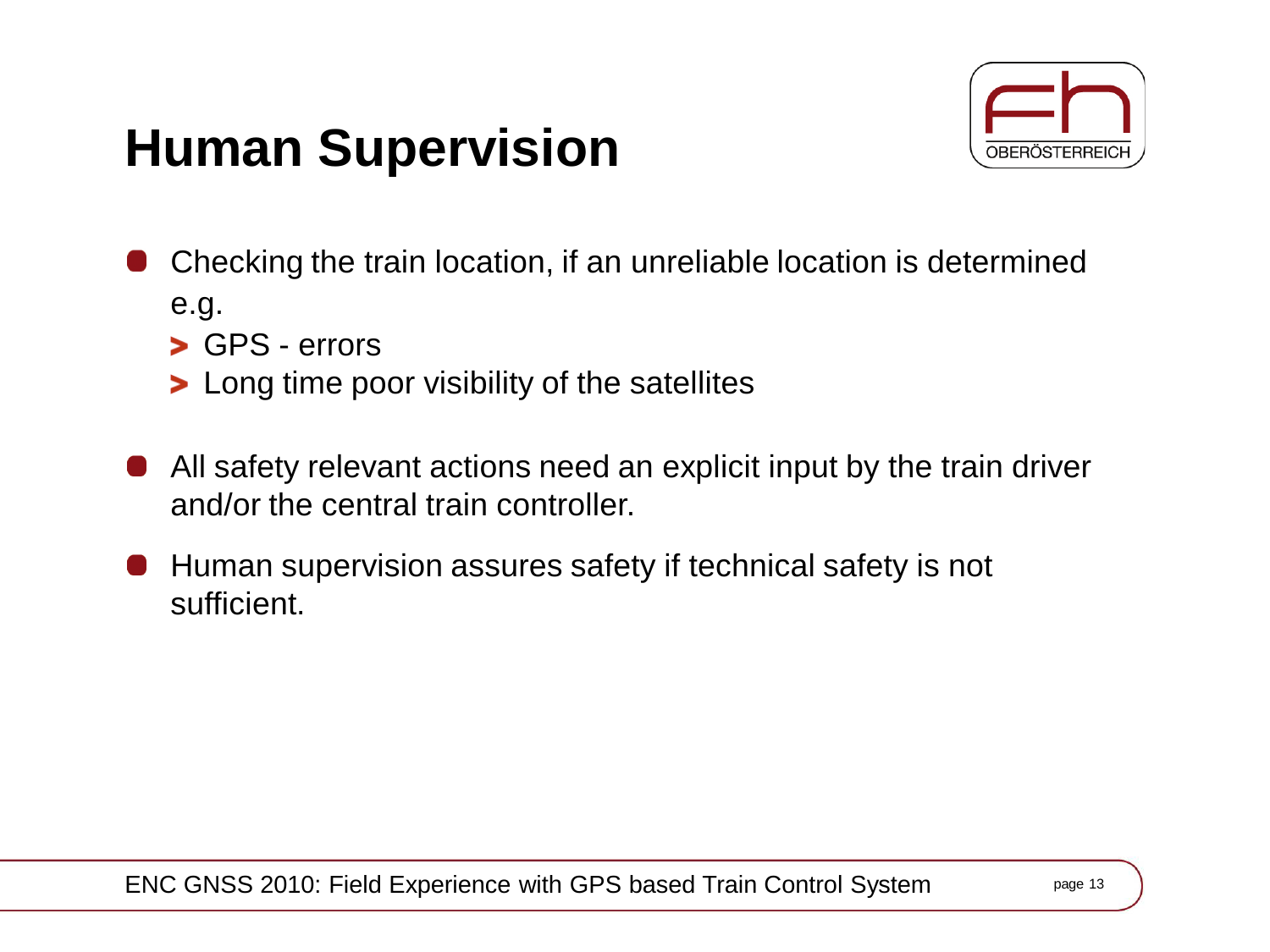# Human Supervision

- Checking the train location, if an unreliable location is determined e.g.
  - GPS - errors
  - Long time poor visibility of the satellites
- All safety relevant actions need an explicit input by the train driver and/or the central train controller.
- Human supervision assures safety if technical safety is not sufficient.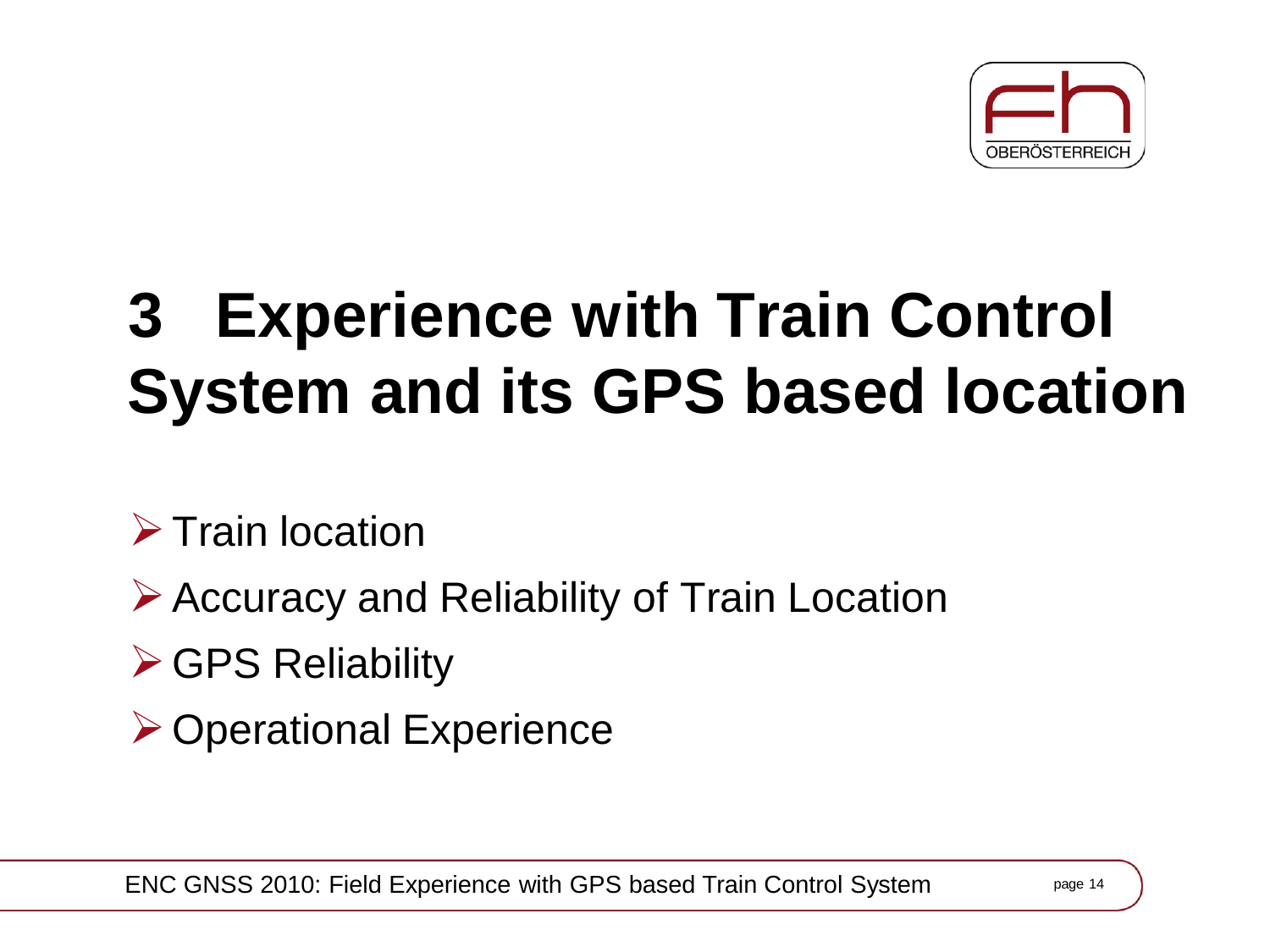# 3 Experience with Train Control System and its GPS based location

- Train location
- Accuracy and Reliability of Train Location
- GPS Reliability
- Operational Experience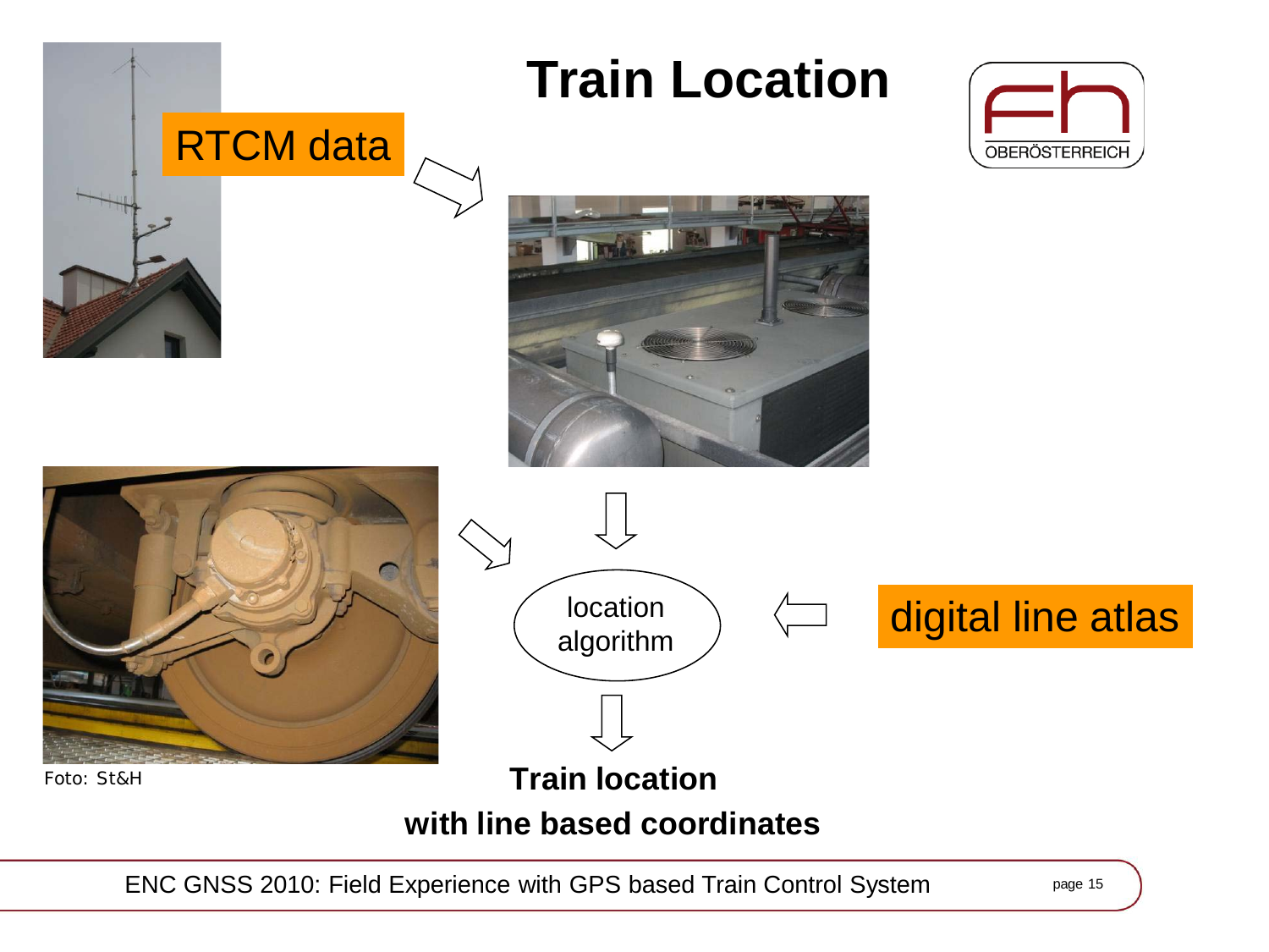# Train Location

RTCM data

location algorithm

digital line atlas

Foto: St&H

**Train location with line based coordinates**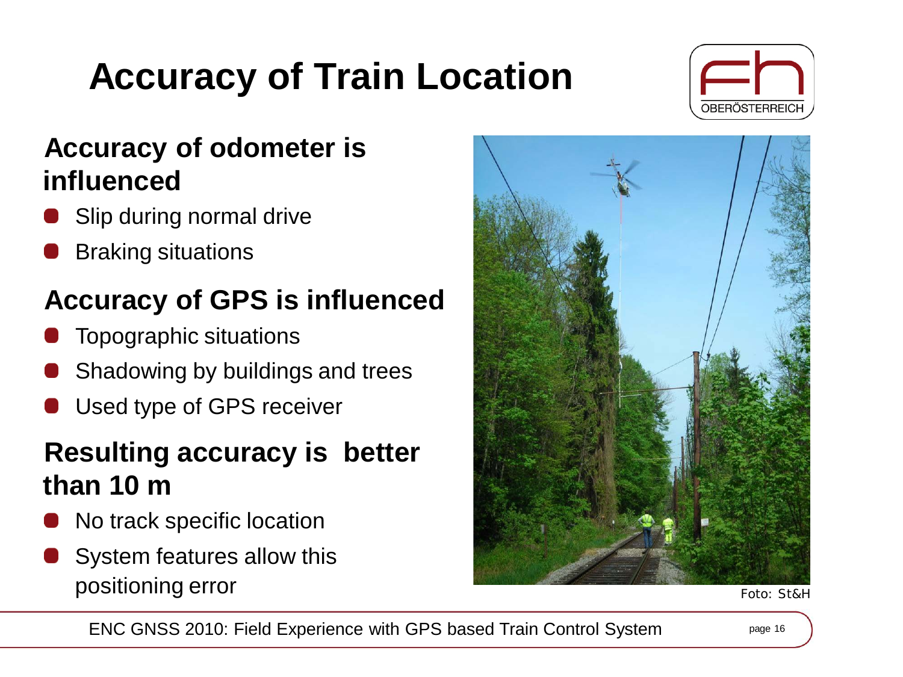# Accuracy of Train Location

## Accuracy of odometer is influenced

- Slip during normal drive
- Braking situations

## Accuracy of GPS is influenced

- Topographic situations
- Shadowing by buildings and trees
- Used type of GPS receiver

## Resulting accuracy is better than 10 m

- No track specific location
- System features allow this positioning error

Foto: St&H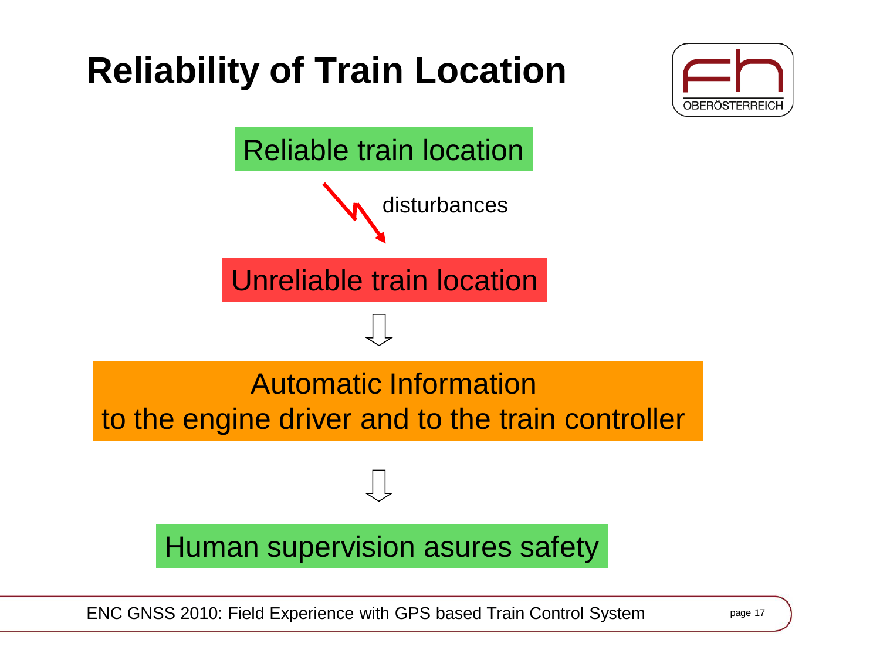# Reliability of Train Location

Reliable train location

↘ disturbances

Unreliable train location

⇩

Automatic Information
to the engine driver and to the train controller

⇩

Human supervision asures safety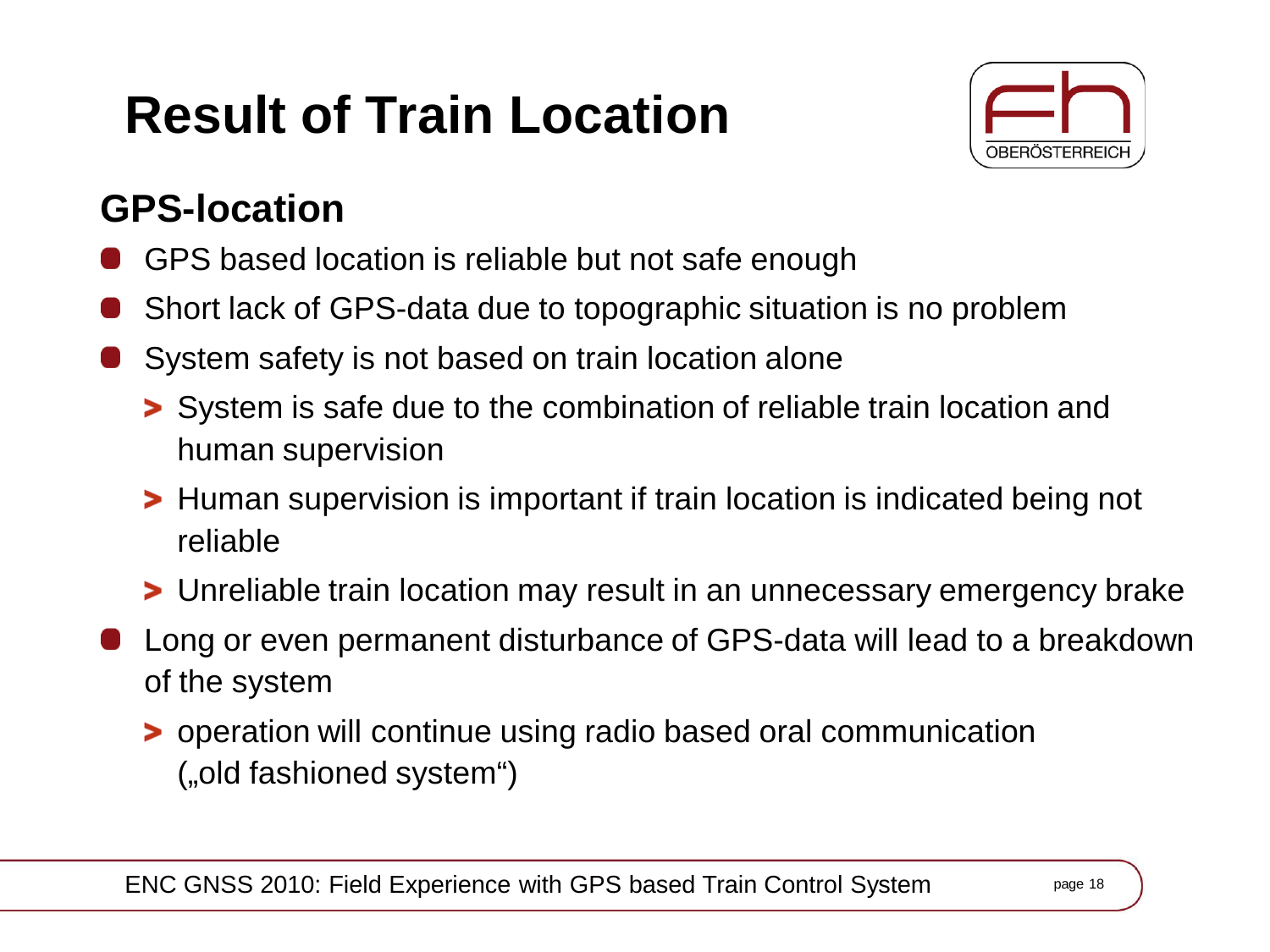# Result of Train Location

## GPS-location

- GPS based location is reliable but not safe enough
- Short lack of GPS-data due to topographic situation is no problem
- System safety is not based on train location alone
  - System is safe due to the combination of reliable train location and human supervision
  - Human supervision is important if train location is indicated being not reliable
  - Unreliable train location may result in an unnecessary emergency brake
- Long or even permanent disturbance of GPS-data will lead to a breakdown of the system
  - operation will continue using radio based oral communication („old fashioned system“)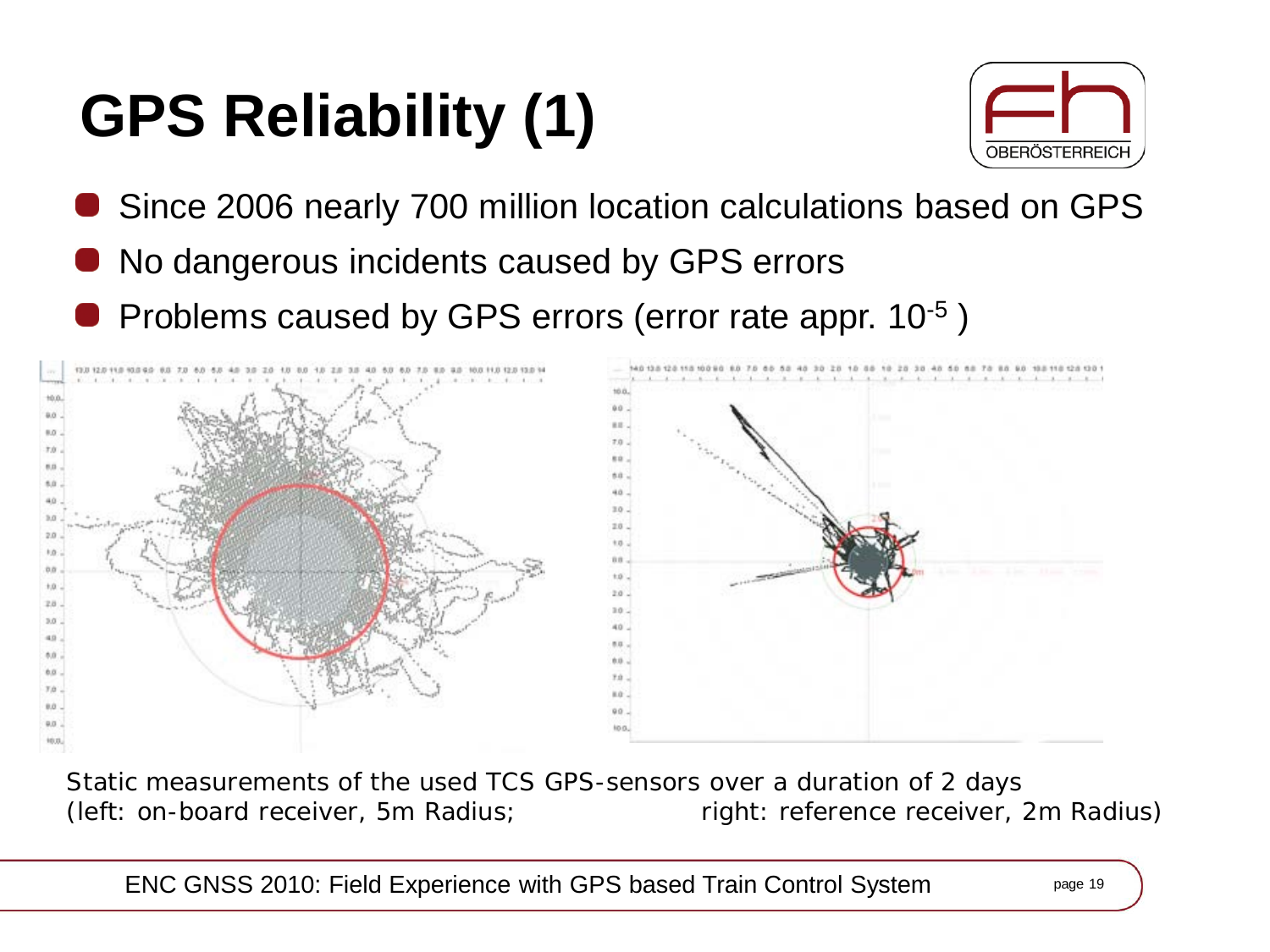# GPS Reliability (1)

- Since 2006 nearly 700 million location calculations based on GPS
- No dangerous incidents caused by GPS errors
- Problems caused by GPS errors (error rate appr. $10^{-5}$ )

Static measurements of the used TCS GPS-sensors over a duration of 2 days
(left: on-board receiver, 5m Radius; right: reference receiver, 2m Radius)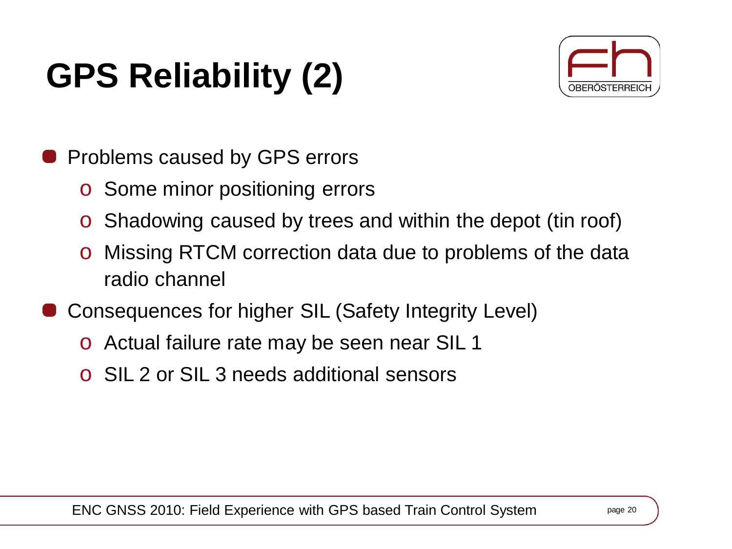# GPS Reliability (2)

- Problems caused by GPS errors
  - Some minor positioning errors
  - Shadowing caused by trees and within the depot (tin roof)
  - Missing RTCM correction data due to problems of the data radio channel
- Consequences for higher SIL (Safety Integrity Level)
  - Actual failure rate may be seen near SIL 1
  - SIL 2 or SIL 3 needs additional sensors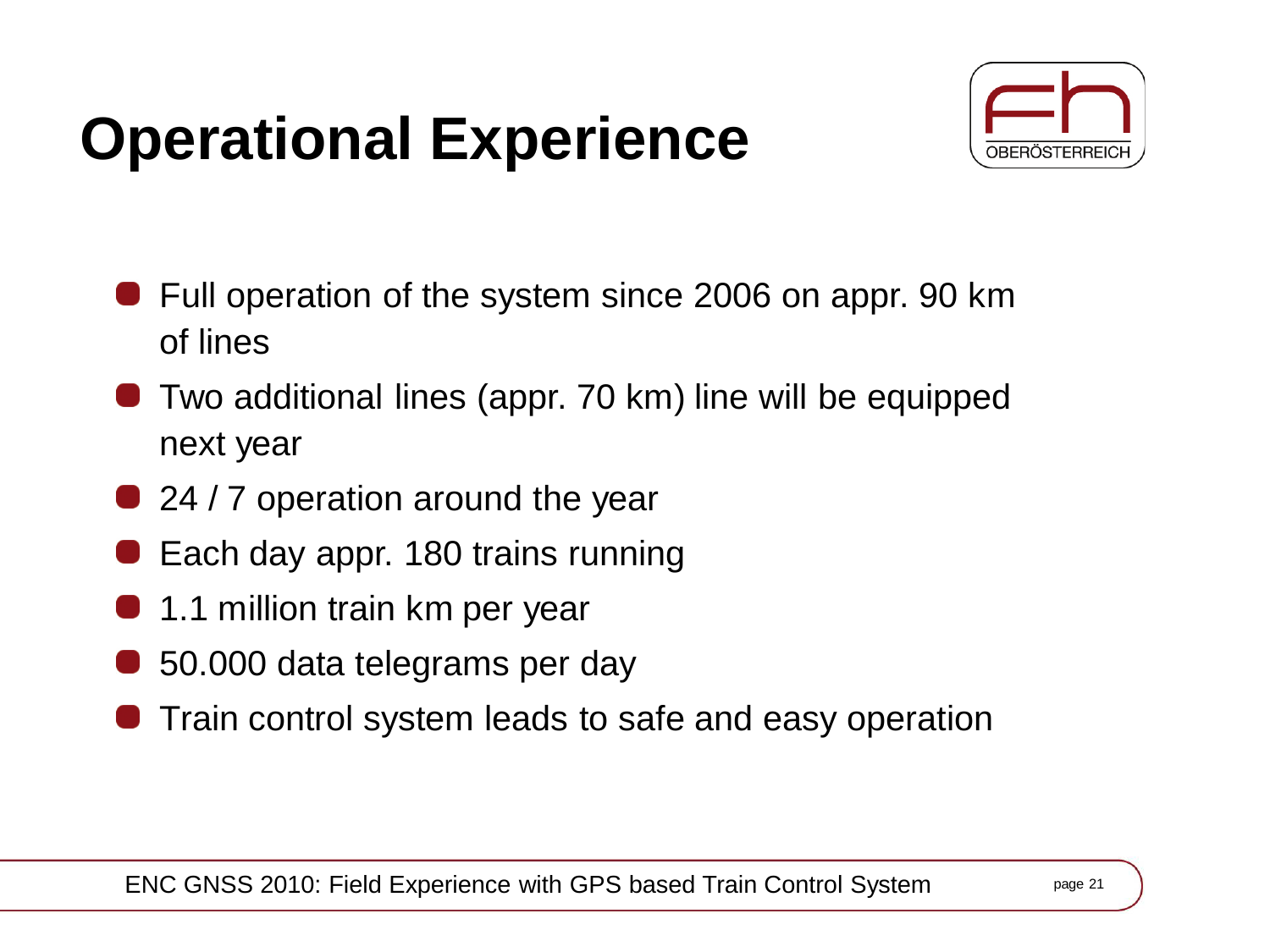# Operational Experience

- Full operation of the system since 2006 on appr. 90 km of lines
- Two additional lines (appr. 70 km) line will be equipped next year
- 24 / 7 operation around the year
- Each day appr. 180 trains running
- 1.1 million train km per year
- 50.000 data telegrams per day
- Train control system leads to safe and easy operation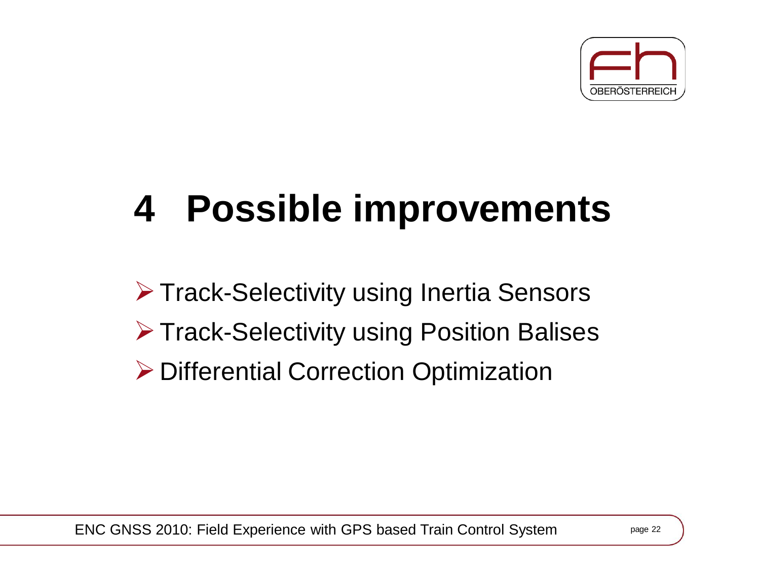# 4 Possible improvements

- Track-Selectivity using Inertia Sensors
- Track-Selectivity using Position Balises
- Differential Correction Optimization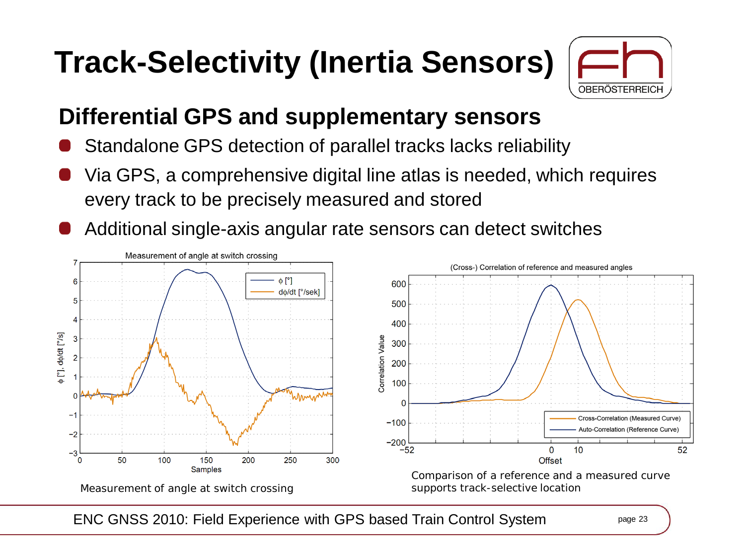# Track-Selectivity (Inertia Sensors)

## Differential GPS and supplementary sensors

- Standalone GPS detection of parallel tracks lacks reliability
- Via GPS, a comprehensive digital line atlas is needed, which requires every track to be precisely measured and stored
- Additional single-axis angular rate sensors can detect switches

Measurement of angle at switch crossing

Comparison of a reference and a measured curve supports track-selective location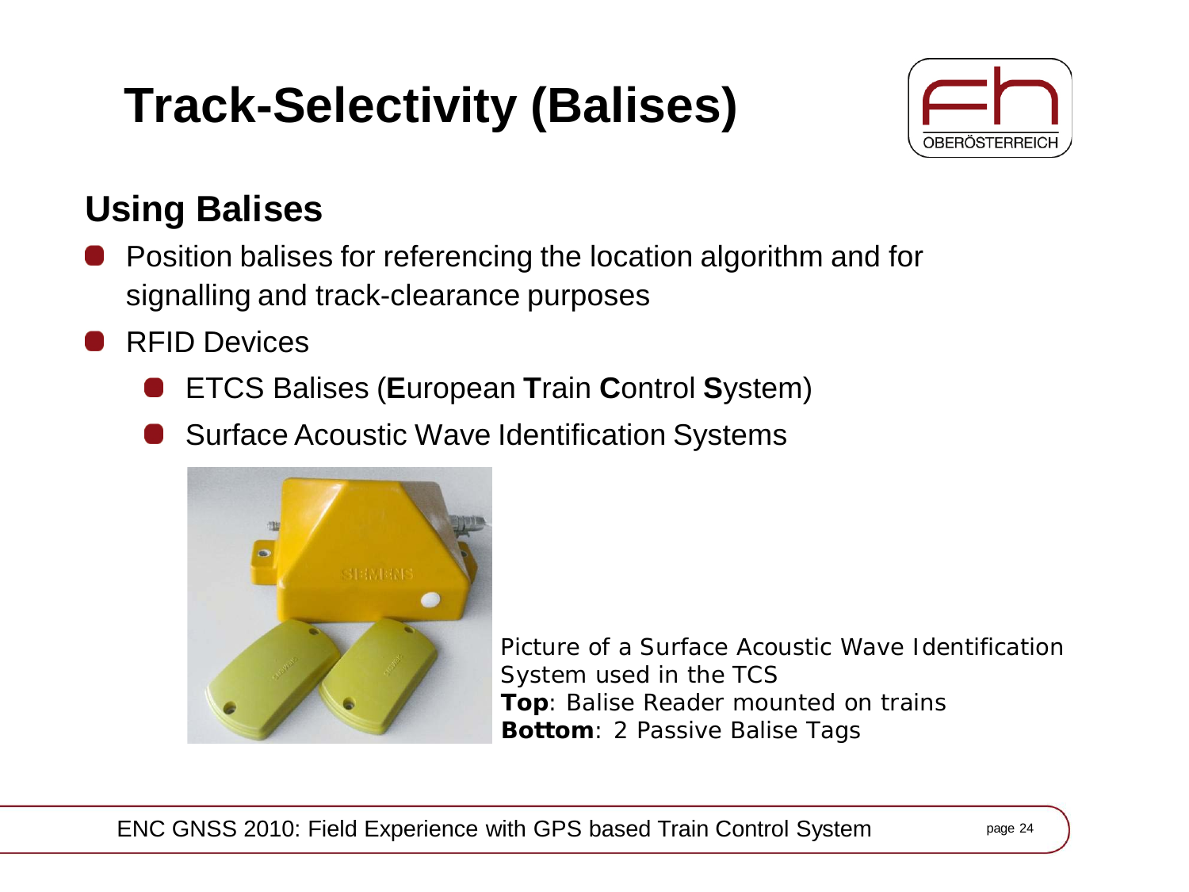# Track-Selectivity (Balises)

## Using Balises

- Position balises for referencing the location algorithm and for signalling and track-clearance purposes
- RFID Devices
  - ETCS Balises (**E**uropean **T**rain **C**ontrol **S**ystem)
  - Surface Acoustic Wave Identification Systems

Picture of a Surface Acoustic Wave Identification System used in the TCS
**Top**: Balise Reader mounted on trains
**Bottom**: 2 Passive Balise Tags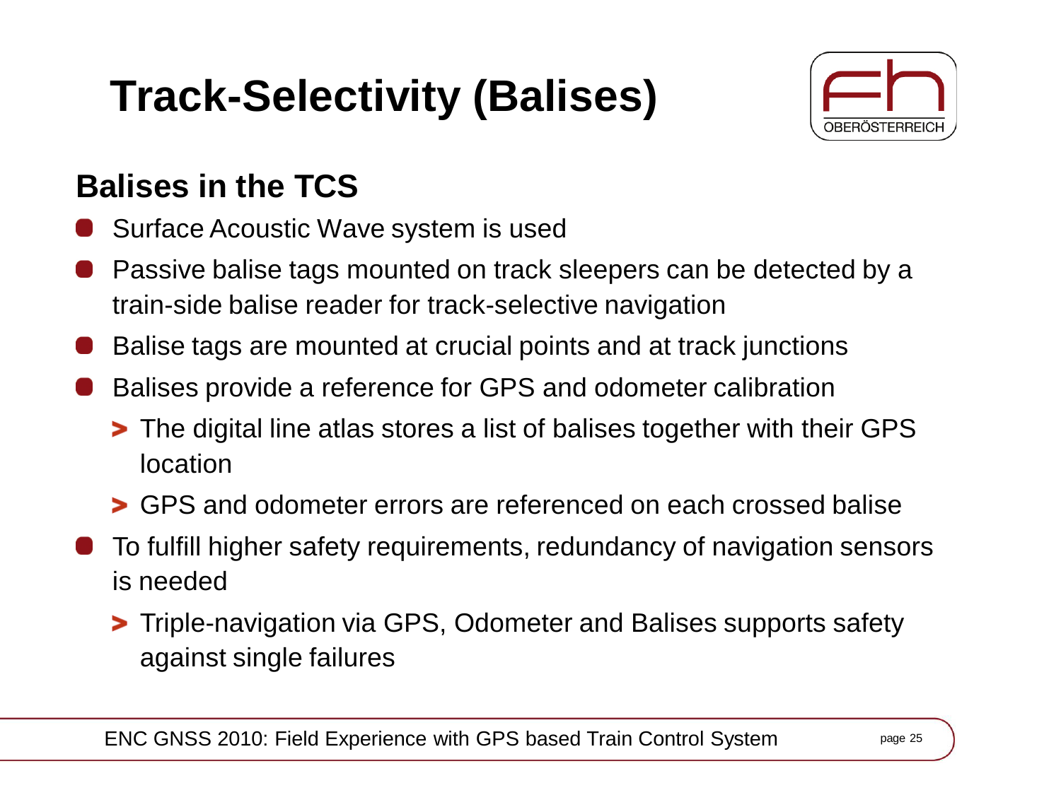# Track-Selectivity (Balises)

## Balises in the TCS

- Surface Acoustic Wave system is used
- Passive balise tags mounted on track sleepers can be detected by a train-side balise reader for track-selective navigation
- Balise tags are mounted at crucial points and at track junctions
- Balises provide a reference for GPS and odometer calibration
  - The digital line atlas stores a list of balises together with their GPS location
  - GPS and odometer errors are referenced on each crossed balise
- To fulfill higher safety requirements, redundancy of navigation sensors is needed
  - Triple-navigation via GPS, Odometer and Balises supports safety against single failures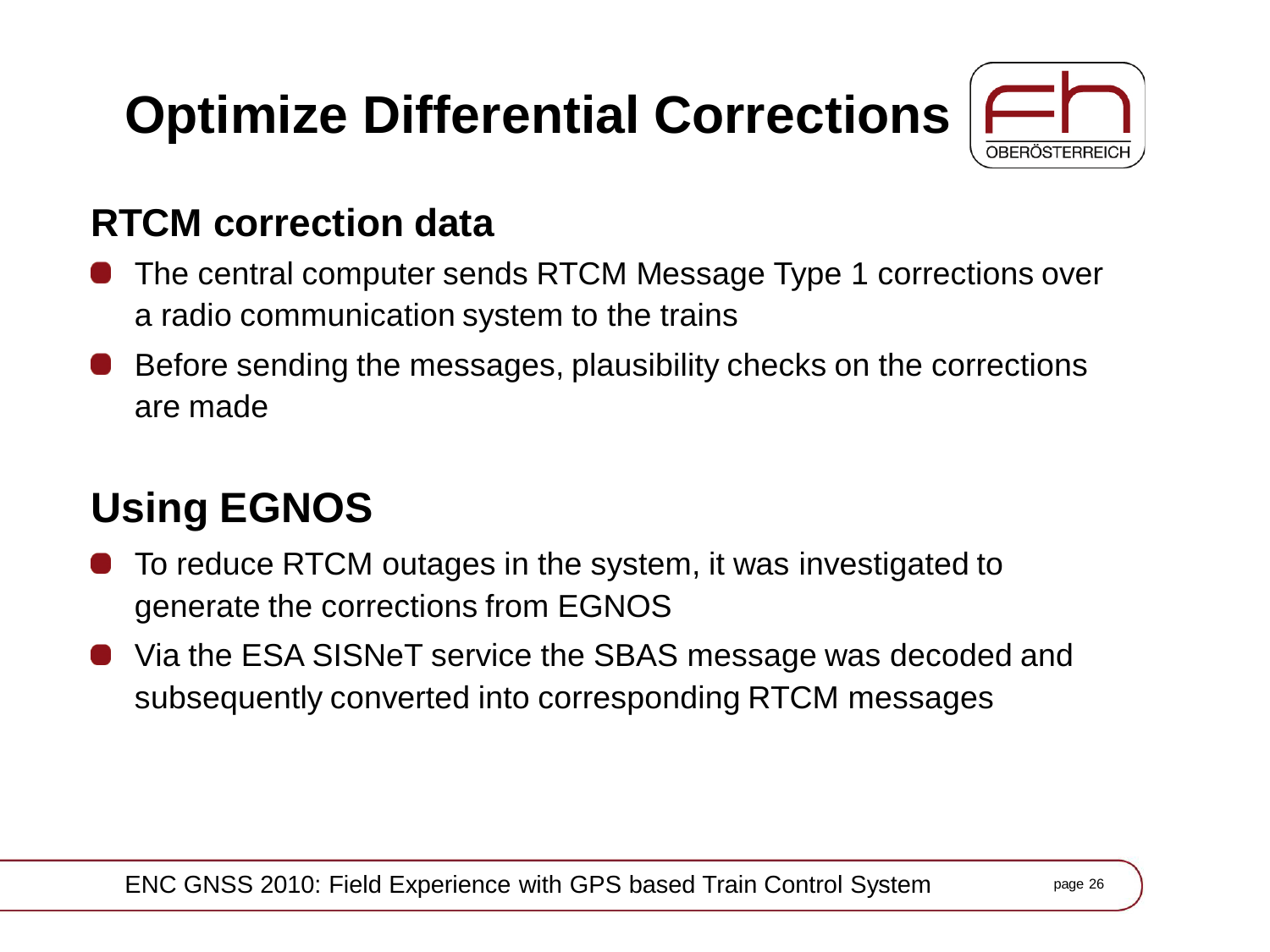# Optimize Differential Corrections

## RTCM correction data

- The central computer sends RTCM Message Type 1 corrections over a radio communication system to the trains
- Before sending the messages, plausibility checks on the corrections are made

## Using EGNOS

- To reduce RTCM outages in the system, it was investigated to generate the corrections from EGNOS
- Via the ESA SISNeT service the SBAS message was decoded and subsequently converted into corresponding RTCM messages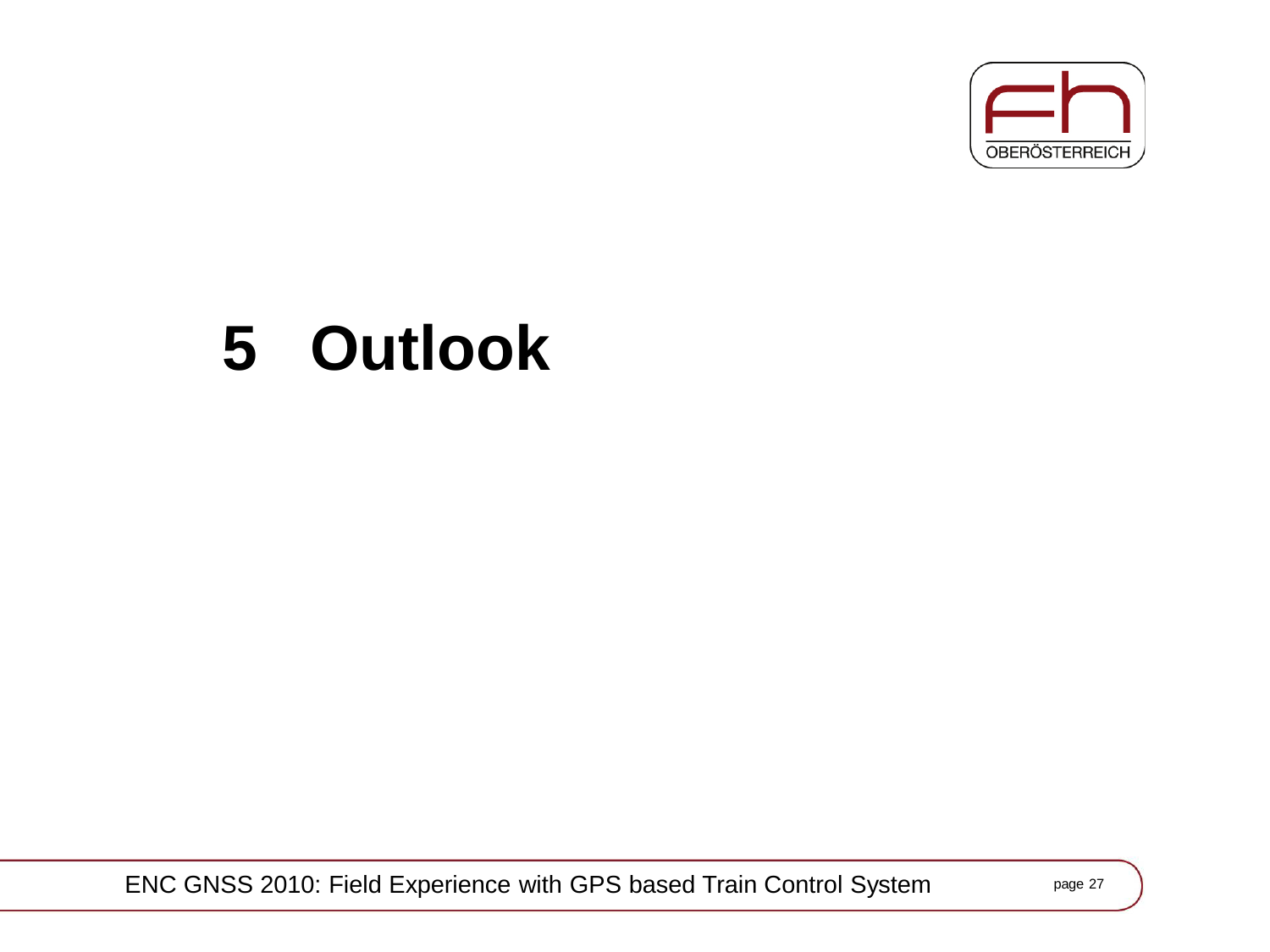# 5 Outlook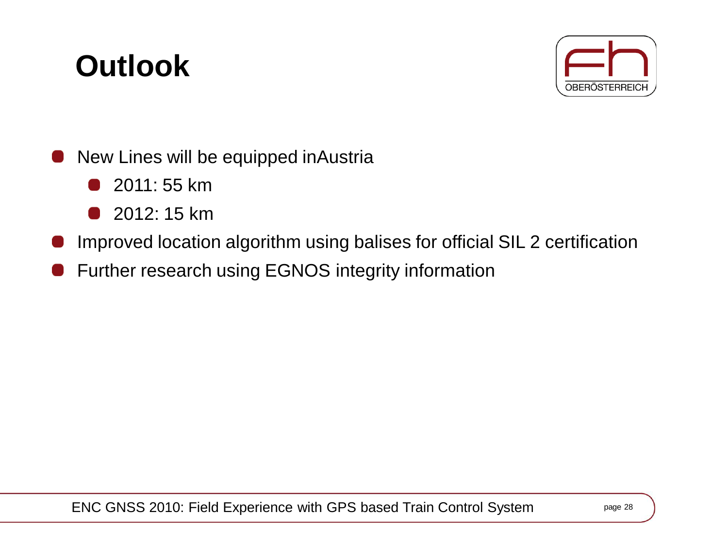# Outlook

- New Lines will be equipped inAustria
  - 2011: 55 km
  - 2012: 15 km
- Improved location algorithm using balises for official SIL 2 certification
- Further research using EGNOS integrity information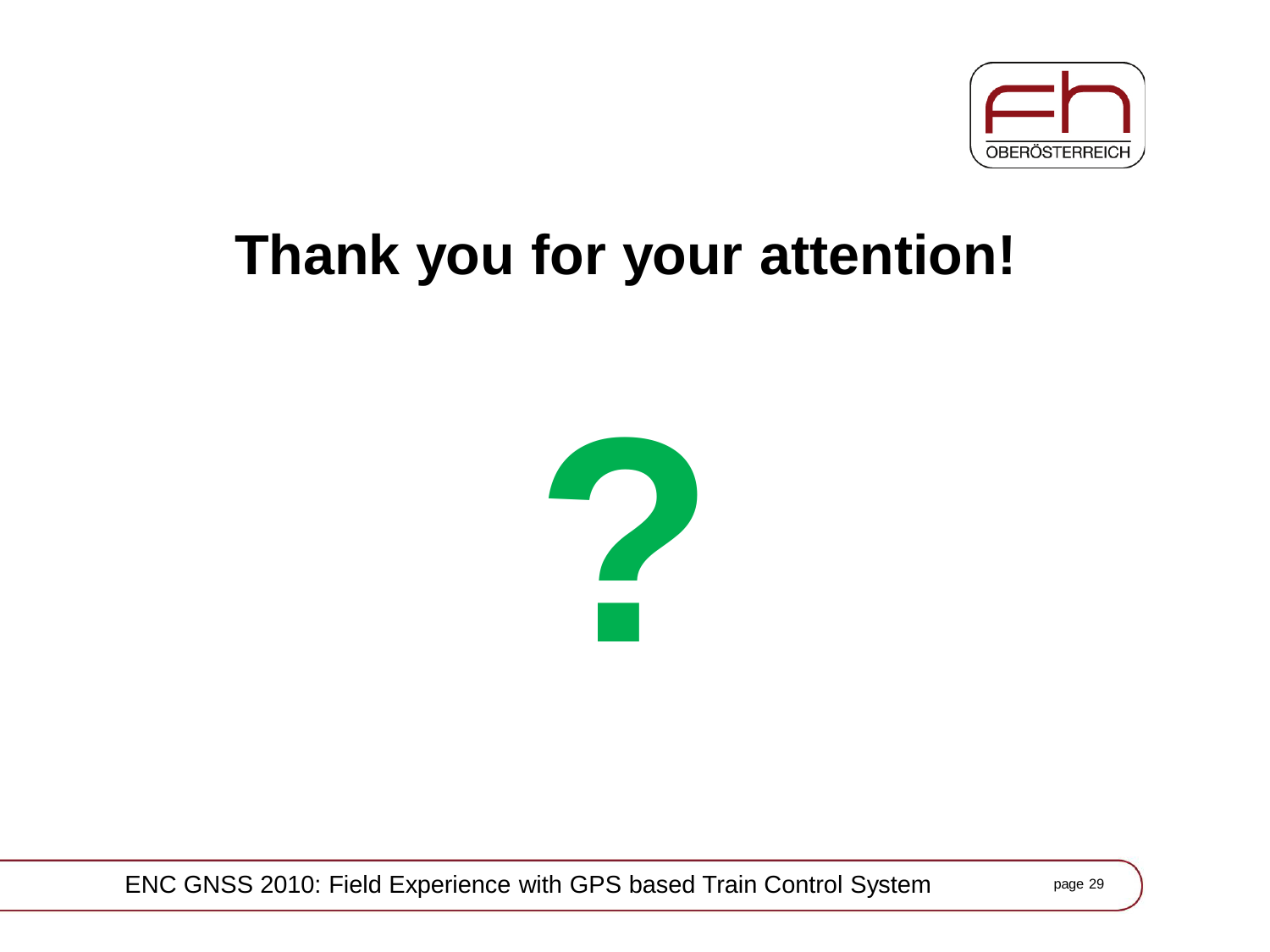# Thank you for your attention!

?